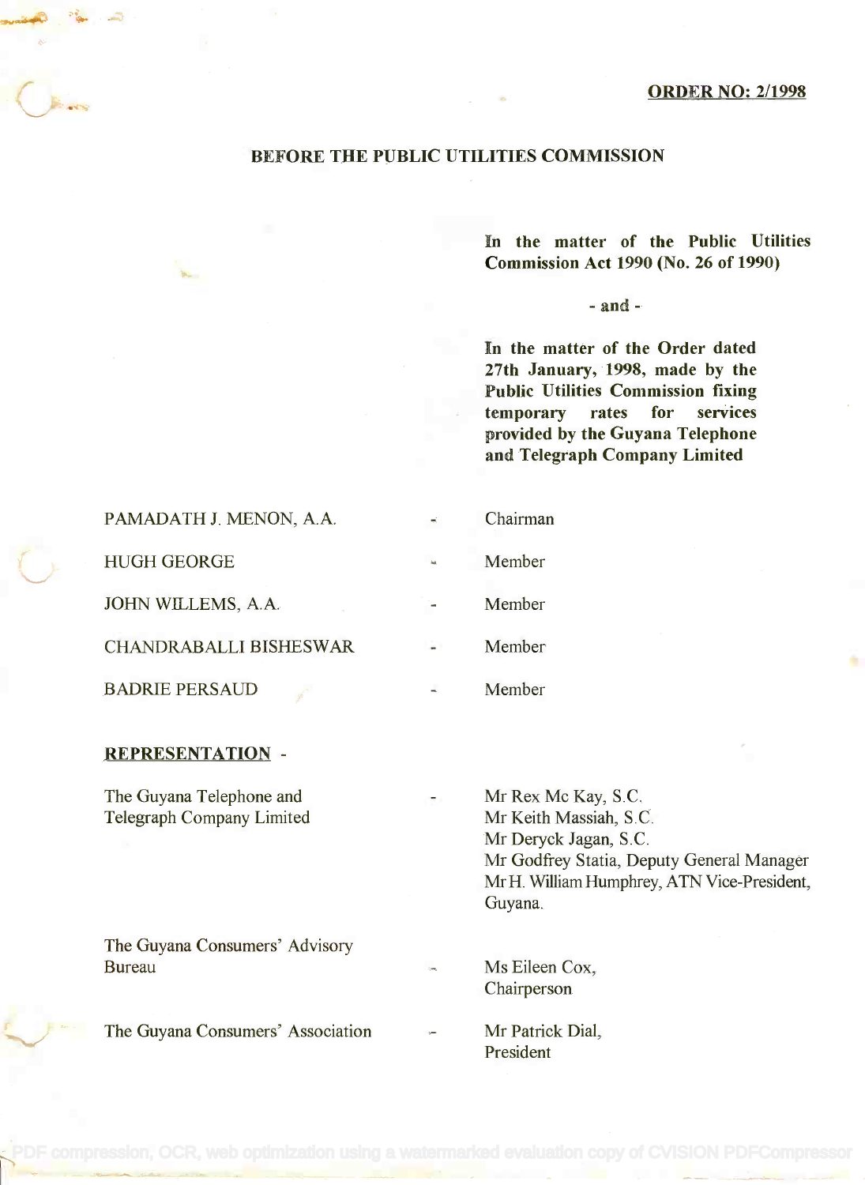**ORDER NO: 2/1998**

**BEFORE THE PUBLIC UTILITIES COMMISSION**

**In the matter of the Public Utilities Commission Act 1990 (No. 26 of 1990)**

**- and -**

**In the matter of the Order dated 27th January, 1998, made by the Public Utilities Commission fixing temporary rates for services provided by the Guyana Telephone and Telegraph Company Limited**

| | | |
|---|---|---|
| PAMADATH J. MENON, A.A. | - | Chairman |
| HUGH GEORGE | - | Member |
| JOHN WILLEMS, A.A. | - | Member |
| CHANDRABALLI BISHESWAR | - | Member |
| BADRIE PERSAUD | - | Member |

**REPRESENTATION** -

| | | |
|---|---|---|
| The Guyana Telephone and Telegraph Company Limited | - | Mr Rex Mc Kay, S.C.<br>Mr Keith Massiah, S.C.<br>Mr Deryck Jagan, S.C.<br>Mr Godfrey Statia, Deputy General Manager<br>Mr H. William Humphrey, ATN Vice-President, Guyana. |
| The Guyana Consumers' Advisory Bureau | - | Ms Eileen Cox, Chairperson |
| The Guyana Consumers' Association | - | Mr Patrick Dial, President |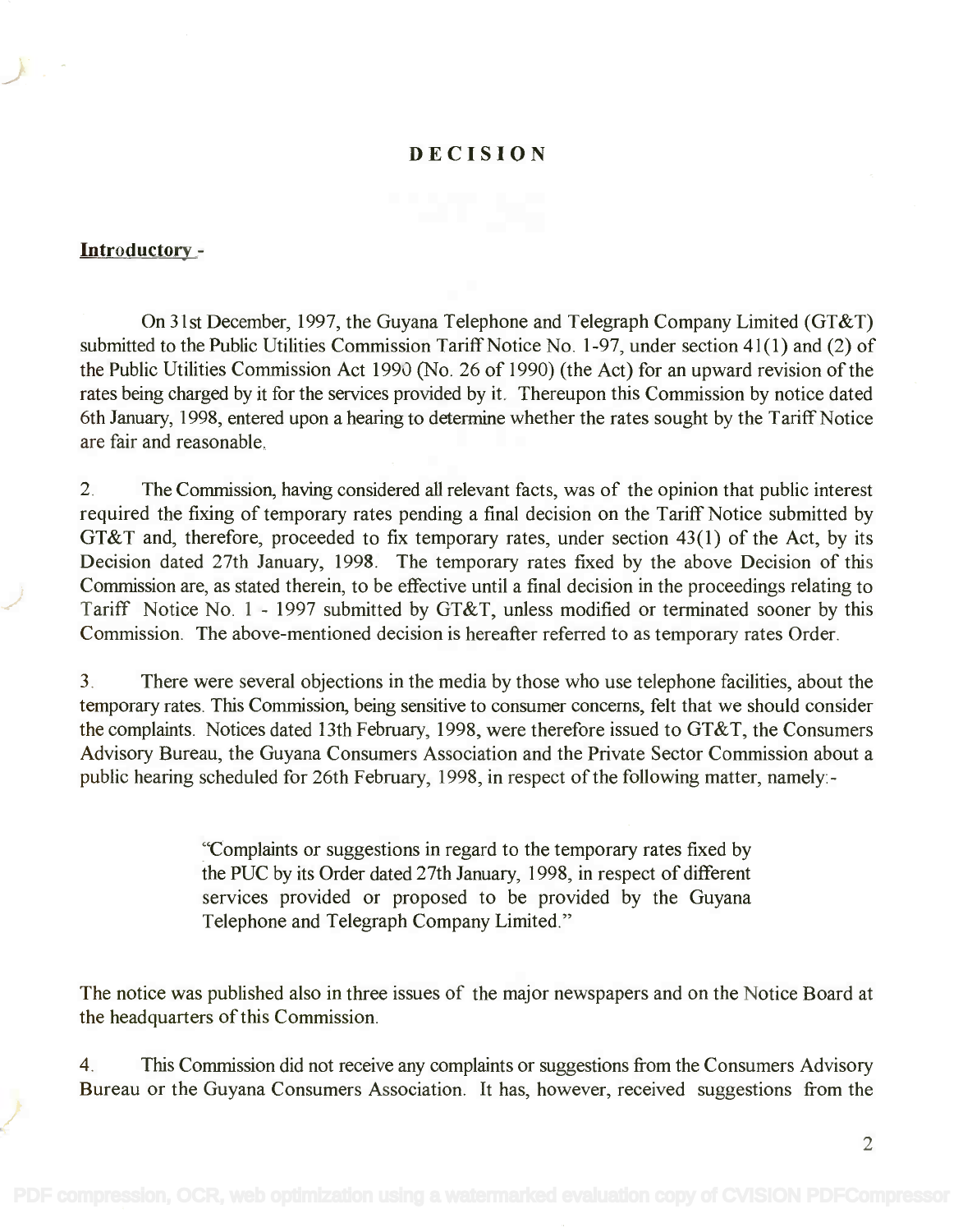# DECISION

**Introductory -**

On 31st December, 1997, the Guyana Telephone and Telegraph Company Limited (GT&T) submitted to the Public Utilities Commission Tariff Notice No. 1-97, under section 41(1) and (2) of the Public Utilities Commission Act 1990 (No. 26 of 1990) (the Act) for an upward revision of the rates being charged by it for the services provided by it. Thereupon this Commission by notice dated 6th January, 1998, entered upon a hearing to determine whether the rates sought by the Tariff Notice are fair and reasonable.

2. The Commission, having considered all relevant facts, was of the opinion that public interest required the fixing of temporary rates pending a final decision on the Tariff Notice submitted by GT&T and, therefore, proceeded to fix temporary rates, under section 43(1) of the Act, by its Decision dated 27th January, 1998. The temporary rates fixed by the above Decision of this Commission are, as stated therein, to be effective until a final decision in the proceedings relating to Tariff Notice No. 1 - 1997 submitted by GT&T, unless modified or terminated sooner by this Commission. The above-mentioned decision is hereafter referred to as temporary rates Order.

3. There were several objections in the media by those who use telephone facilities, about the temporary rates. This Commission, being sensitive to consumer concerns, felt that we should consider the complaints. Notices dated 13th February, 1998, were therefore issued to GT&T, the Consumers Advisory Bureau, the Guyana Consumers Association and the Private Sector Commission about a public hearing scheduled for 26th February, 1998, in respect of the following matter, namely:-

> "Complaints or suggestions in regard to the temporary rates fixed by the PUC by its Order dated 27th January, 1998, in respect of different services provided or proposed to be provided by the Guyana Telephone and Telegraph Company Limited."

The notice was published also in three issues of the major newspapers and on the Notice Board at the headquarters of this Commission.

4. This Commission did not receive any complaints or suggestions from the Consumers Advisory Bureau or the Guyana Consumers Association. It has, however, received suggestions from the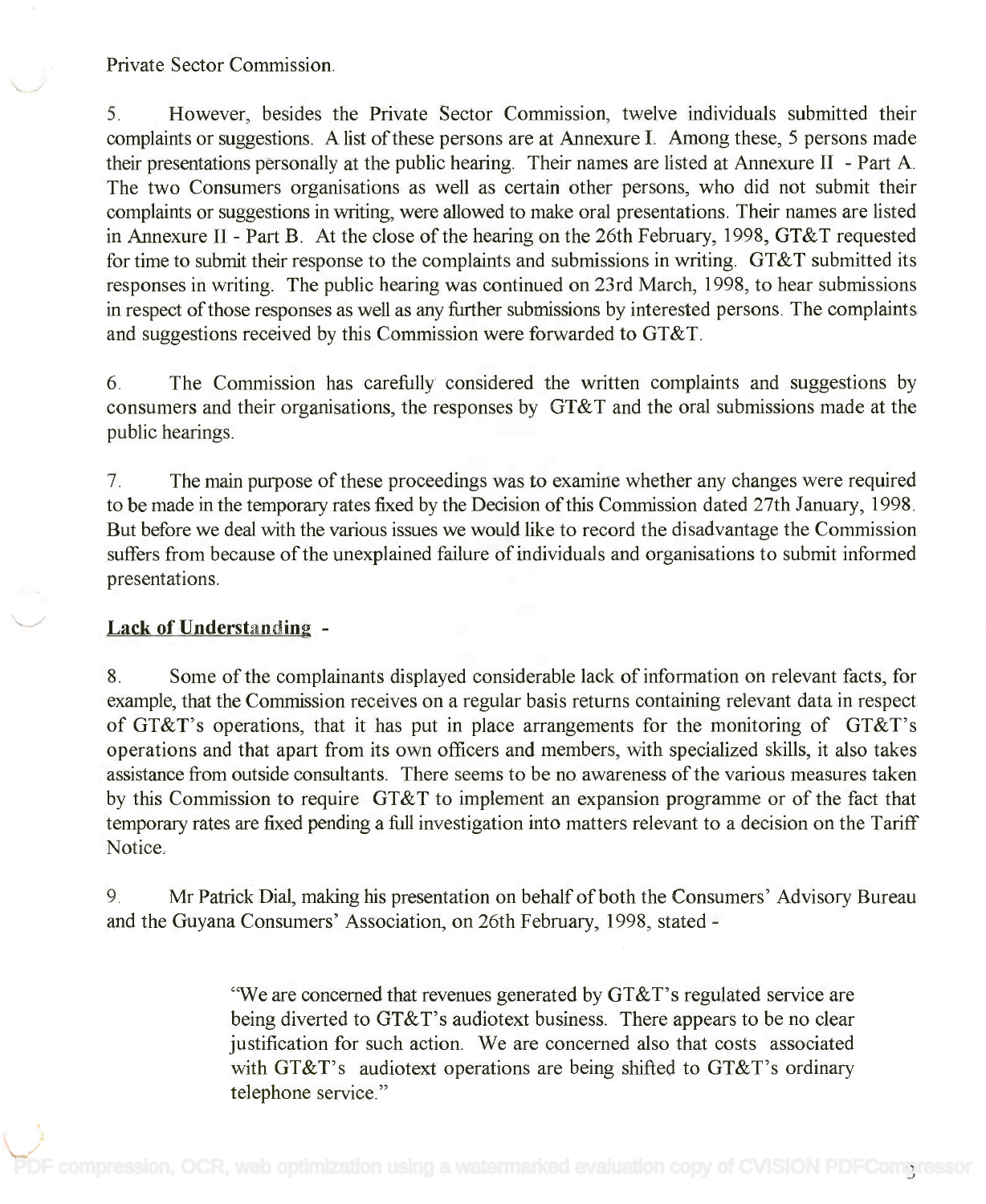Private Sector Commission.

5. However, besides the Private Sector Commission, twelve individuals submitted their complaints or suggestions. A list of these persons are at Annexure I. Among these, 5 persons made their presentations personally at the public hearing. Their names are listed at Annexure II - Part A. The two Consumers organisations as well as certain other persons, who did not submit their complaints or suggestions in writing, were allowed to make oral presentations. Their names are listed in Annexure II - Part B. At the close of the hearing on the 26th February, 1998, GT&T requested for time to submit their response to the complaints and submissions in writing. GT&T submitted its responses in writing. The public hearing was continued on 23rd March, 1998, to hear submissions in respect of those responses as well as any further submissions by interested persons. The complaints and suggestions received by this Commission were forwarded to GT&T.

6. The Commission has carefully considered the written complaints and suggestions by consumers and their organisations, the responses by GT&T and the oral submissions made at the public hearings.

7. The main purpose of these proceedings was to examine whether any changes were required to be made in the temporary rates fixed by the Decision of this Commission dated 27th January, 1998. But before we deal with the various issues we would like to record the disadvantage the Commission suffers from because of the unexplained failure of individuals and organisations to submit informed presentations.

## Lack of Understanding -

8. Some of the complainants displayed considerable lack of information on relevant facts, for example, that the Commission receives on a regular basis returns containing relevant data in respect of GT&T's operations, that it has put in place arrangements for the monitoring of GT&T's operations and that apart from its own officers and members, with specialized skills, it also takes assistance from outside consultants. There seems to be no awareness of the various measures taken by this Commission to require GT&T to implement an expansion programme or of the fact that temporary rates are fixed pending a full investigation into matters relevant to a decision on the Tariff Notice.

9. Mr Patrick Dial, making his presentation on behalf of both the Consumers' Advisory Bureau and the Guyana Consumers' Association, on 26th February, 1998, stated -

> "We are concerned that revenues generated by GT&T's regulated service are being diverted to GT&T's audiotext business. There appears to be no clear justification for such action. We are concerned also that costs associated with GT&T's audiotext operations are being shifted to GT&T's ordinary telephone service."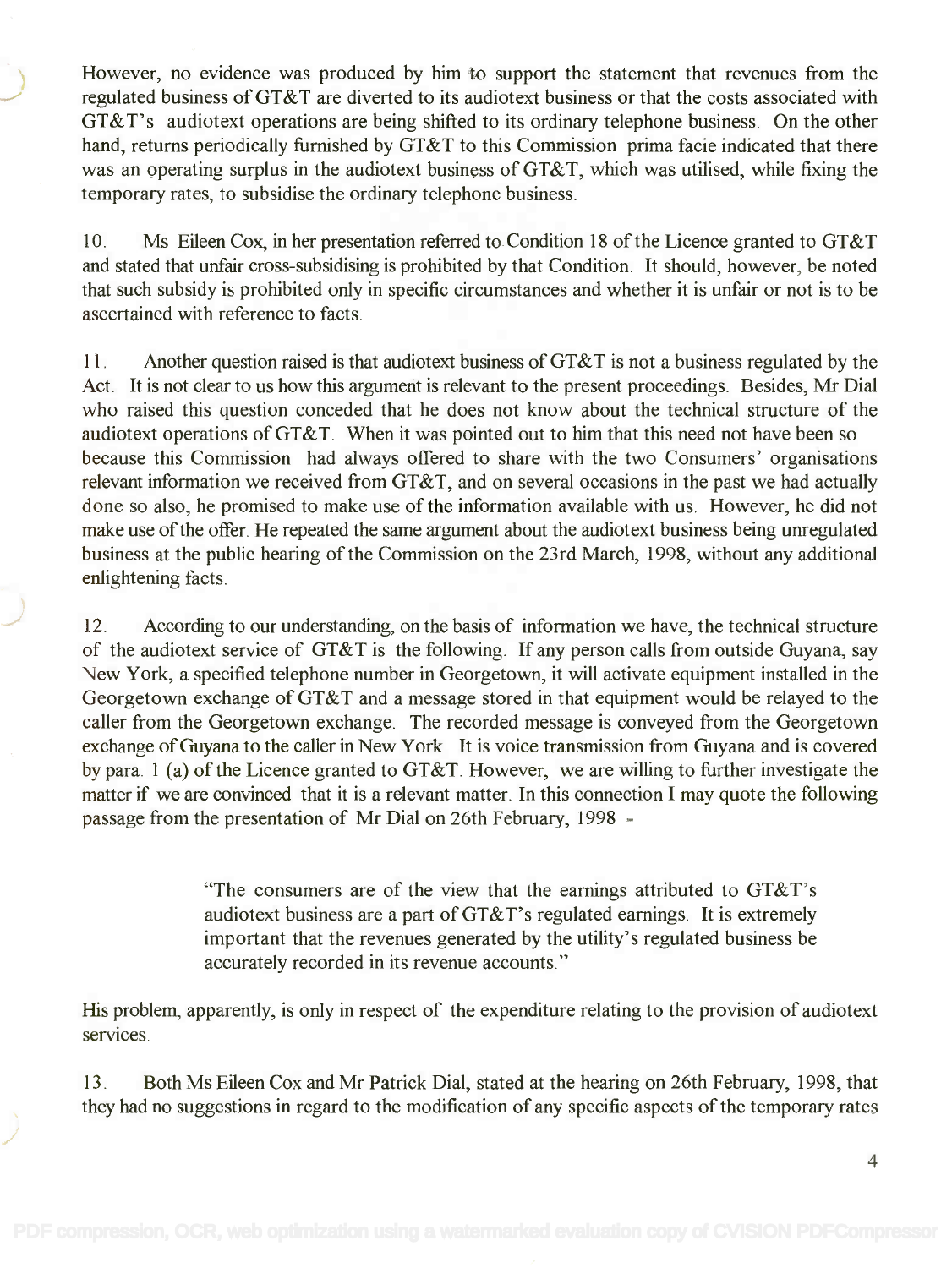However, no evidence was produced by him to support the statement that revenues from the regulated business of GT&T are diverted to its audiotext business or that the costs associated with GT&T's audiotext operations are being shifted to its ordinary telephone business. On the other hand, returns periodically furnished by GT&T to this Commission prima facie indicated that there was an operating surplus in the audiotext business of GT&T, which was utilised, while fixing the temporary rates, to subsidise the ordinary telephone business.

10. Ms Eileen Cox, in her presentation referred to Condition 18 of the Licence granted to GT&T and stated that unfair cross-subsidising is prohibited by that Condition. It should, however, be noted that such subsidy is prohibited only in specific circumstances and whether it is unfair or not is to be ascertained with reference to facts.

11. Another question raised is that audiotext business of GT&T is not a business regulated by the Act. It is not clear to us how this argument is relevant to the present proceedings. Besides, Mr Dial who raised this question conceded that he does not know about the technical structure of the audiotext operations of GT&T. When it was pointed out to him that this need not have been so because this Commission had always offered to share with the two Consumers' organisations relevant information we received from GT&T, and on several occasions in the past we had actually done so also, he promised to make use of the information available with us. However, he did not make use of the offer. He repeated the same argument about the audiotext business being unregulated business at the public hearing of the Commission on the 23rd March, 1998, without any additional enlightening facts.

12. According to our understanding, on the basis of information we have, the technical structure of the audiotext service of GT&T is the following. If any person calls from outside Guyana, say New York, a specified telephone number in Georgetown, it will activate equipment installed in the Georgetown exchange of GT&T and a message stored in that equipment would be relayed to the caller from the Georgetown exchange. The recorded message is conveyed from the Georgetown exchange of Guyana to the caller in New York. It is voice transmission from Guyana and is covered by para. 1 (a) of the Licence granted to GT&T. However, we are willing to further investigate the matter if we are convinced that it is a relevant matter. In this connection I may quote the following passage from the presentation of Mr Dial on 26th February, 1998 -

> "The consumers are of the view that the earnings attributed to GT&T's audiotext business are a part of GT&T's regulated earnings. It is extremely important that the revenues generated by the utility's regulated business be accurately recorded in its revenue accounts."

His problem, apparently, is only in respect of the expenditure relating to the provision of audiotext services.

13. Both Ms Eileen Cox and Mr Patrick Dial, stated at the hearing on 26th February, 1998, that they had no suggestions in regard to the modification of any specific aspects of the temporary rates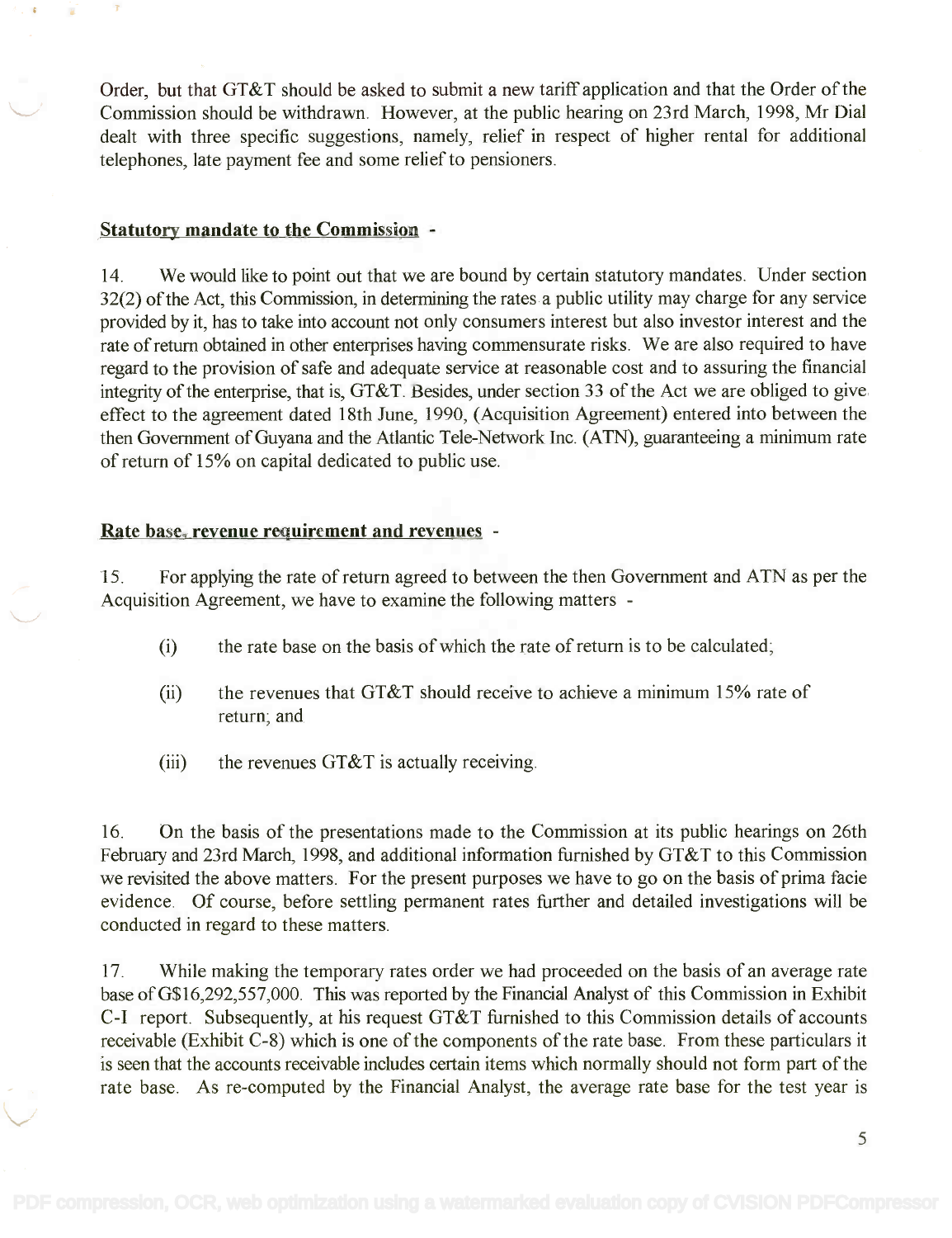Order, but that GT&T should be asked to submit a new tariff application and that the Order of the Commission should be withdrawn. However, at the public hearing on 23rd March, 1998, Mr Dial dealt with three specific suggestions, namely, relief in respect of higher rental for additional telephones, late payment fee and some relief to pensioners.

**Statutory mandate to the Commission** -

14. We would like to point out that we are bound by certain statutory mandates. Under section 32(2) of the Act, this Commission, in determining the rates a public utility may charge for any service provided by it, has to take into account not only consumers interest but also investor interest and the rate of return obtained in other enterprises having commensurate risks. We are also required to have regard to the provision of safe and adequate service at reasonable cost and to assuring the financial integrity of the enterprise, that is, GT&T. Besides, under section 33 of the Act we are obliged to give effect to the agreement dated 18th June, 1990, (Acquisition Agreement) entered into between the then Government of Guyana and the Atlantic Tele-Network Inc. (ATN), guaranteeing a minimum rate of return of 15% on capital dedicated to public use.

**Rate base, revenue requirement and revenues** -

15. For applying the rate of return agreed to between the then Government and ATN as per the Acquisition Agreement, we have to examine the following matters -

(i) the rate base on the basis of which the rate of return is to be calculated;

(ii) the revenues that GT&T should receive to achieve a minimum 15% rate of return; and

(iii) the revenues GT&T is actually receiving.

16. On the basis of the presentations made to the Commission at its public hearings on 26th February and 23rd March, 1998, and additional information furnished by GT&T to this Commission we revisited the above matters. For the present purposes we have to go on the basis of prima facie evidence. Of course, before settling permanent rates further and detailed investigations will be conducted in regard to these matters.

17. While making the temporary rates order we had proceeded on the basis of an average rate base of G$16,292,557,000. This was reported by the Financial Analyst of this Commission in Exhibit C-I report. Subsequently, at his request GT&T furnished to this Commission details of accounts receivable (Exhibit C-8) which is one of the components of the rate base. From these particulars it is seen that the accounts receivable includes certain items which normally should not form part of the rate base. As re-computed by the Financial Analyst, the average rate base for the test year is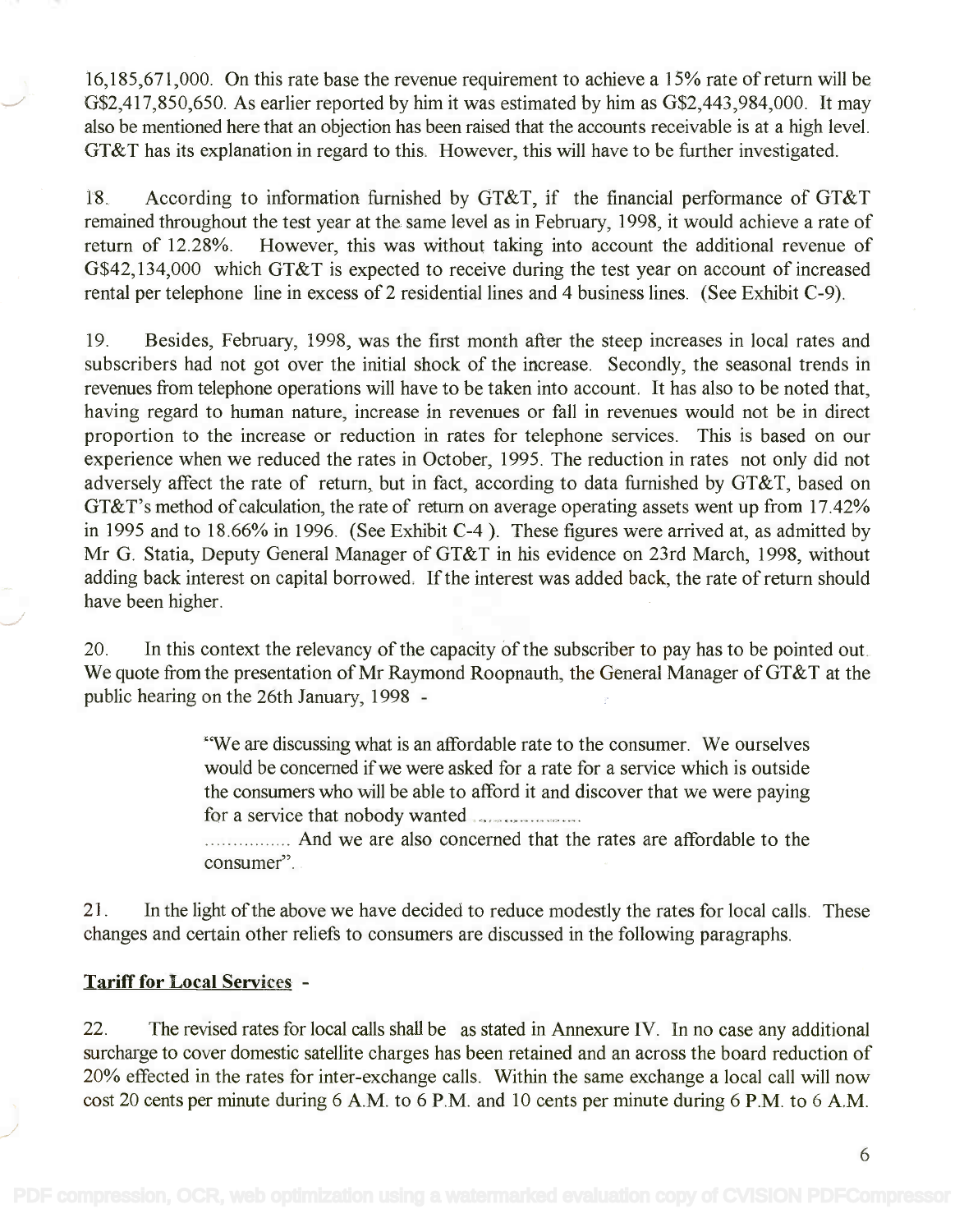16,185,671,000. On this rate base the revenue requirement to achieve a 15% rate of return will be G$2,417,850,650. As earlier reported by him it was estimated by him as G$2,443,984,000. It may also be mentioned here that an objection has been raised that the accounts receivable is at a high level. GT&T has its explanation in regard to this. However, this will have to be further investigated.

18. According to information furnished by GT&T, if the financial performance of GT&T remained throughout the test year at the same level as in February, 1998, it would achieve a rate of return of 12.28%. However, this was without taking into account the additional revenue of G$42,134,000 which GT&T is expected to receive during the test year on account of increased rental per telephone line in excess of 2 residential lines and 4 business lines. (See Exhibit C-9).

19. Besides, February, 1998, was the first month after the steep increases in local rates and subscribers had not got over the initial shock of the increase. Secondly, the seasonal trends in revenues from telephone operations will have to be taken into account. It has also to be noted that, having regard to human nature, increase in revenues or fall in revenues would not be in direct proportion to the increase or reduction in rates for telephone services. This is based on our experience when we reduced the rates in October, 1995. The reduction in rates not only did not adversely affect the rate of return, but in fact, according to data furnished by GT&T, based on GT&T's method of calculation, the rate of return on average operating assets went up from 17.42% in 1995 and to 18.66% in 1996. (See Exhibit C-4 ). These figures were arrived at, as admitted by Mr G. Statia, Deputy General Manager of GT&T in his evidence on 23rd March, 1998, without adding back interest on capital borrowed. If the interest was added back, the rate of return should have been higher.

20. In this context the relevancy of the capacity of the subscriber to pay has to be pointed out. We quote from the presentation of Mr Raymond Roopnauth, the General Manager of GT&T at the public hearing on the 26th January, 1998 -

> "We are discussing what is an affordable rate to the consumer. We ourselves would be concerned if we were asked for a rate for a service which is outside the consumers who will be able to afford it and discover that we were paying for a service that nobody wanted ..................
>
> ................ And we are also concerned that the rates are affordable to the consumer".

21. In the light of the above we have decided to reduce modestly the rates for local calls. These changes and certain other reliefs to consumers are discussed in the following paragraphs.

**Tariff for Local Services** -

22. The revised rates for local calls shall be as stated in Annexure IV. In no case any additional surcharge to cover domestic satellite charges has been retained and an across the board reduction of 20% effected in the rates for inter-exchange calls. Within the same exchange a local call will now cost 20 cents per minute during 6 A.M. to 6 P.M. and 10 cents per minute during 6 P.M. to 6 A.M.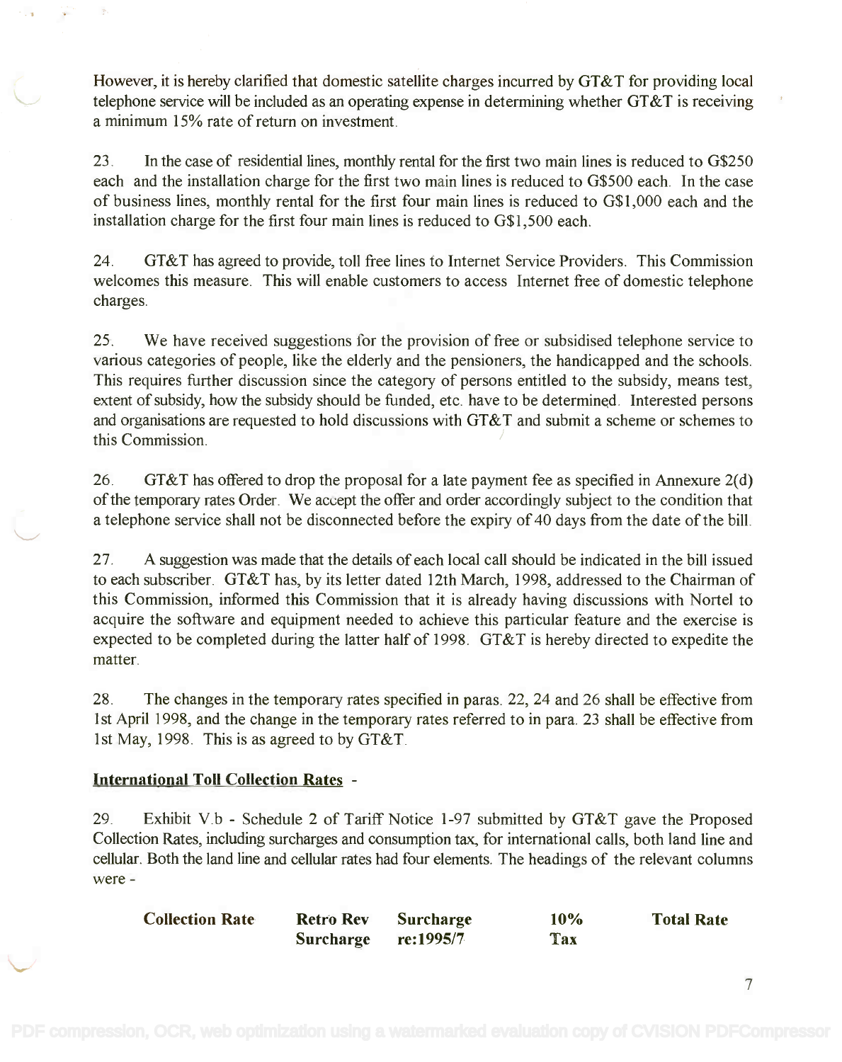However, it is hereby clarified that domestic satellite charges incurred by GT&T for providing local telephone service will be included as an operating expense in determining whether GT&T is receiving a minimum 15% rate of return on investment.

23. In the case of residential lines, monthly rental for the first two main lines is reduced to G$250 each and the installation charge for the first two main lines is reduced to G$500 each. In the case of business lines, monthly rental for the first four main lines is reduced to G$1,000 each and the installation charge for the first four main lines is reduced to G$1,500 each.

24. GT&T has agreed to provide, toll free lines to Internet Service Providers. This Commission welcomes this measure. This will enable customers to access Internet free of domestic telephone charges.

25. We have received suggestions for the provision of free or subsidised telephone service to various categories of people, like the elderly and the pensioners, the handicapped and the schools. This requires further discussion since the category of persons entitled to the subsidy, means test, extent of subsidy, how the subsidy should be funded, etc. have to be determined. Interested persons and organisations are requested to hold discussions with GT&T and submit a scheme or schemes to this Commission.

26. GT&T has offered to drop the proposal for a late payment fee as specified in Annexure 2(d) of the temporary rates Order. We accept the offer and order accordingly subject to the condition that a telephone service shall not be disconnected before the expiry of 40 days from the date of the bill.

27. A suggestion was made that the details of each local call should be indicated in the bill issued to each subscriber. GT&T has, by its letter dated 12th March, 1998, addressed to the Chairman of this Commission, informed this Commission that it is already having discussions with Nortel to acquire the software and equipment needed to achieve this particular feature and the exercise is expected to be completed during the latter half of 1998. GT&T is hereby directed to expedite the matter.

28. The changes in the temporary rates specified in paras. 22, 24 and 26 shall be effective from 1st April 1998, and the change in the temporary rates referred to in para. 23 shall be effective from 1st May, 1998. This is as agreed to by GT&T.

**International Toll Collection Rates** -

29. Exhibit V.b - Schedule 2 of Tariff Notice 1-97 submitted by GT&T gave the Proposed Collection Rates, including surcharges and consumption tax, for international calls, both land line and cellular. Both the land line and cellular rates had four elements. The headings of the relevant columns were -

| Collection Rate | Retro Rev Surcharge | Surcharge re:1995/7 | 10% Tax | Total Rate |
|---|---|---|---|---|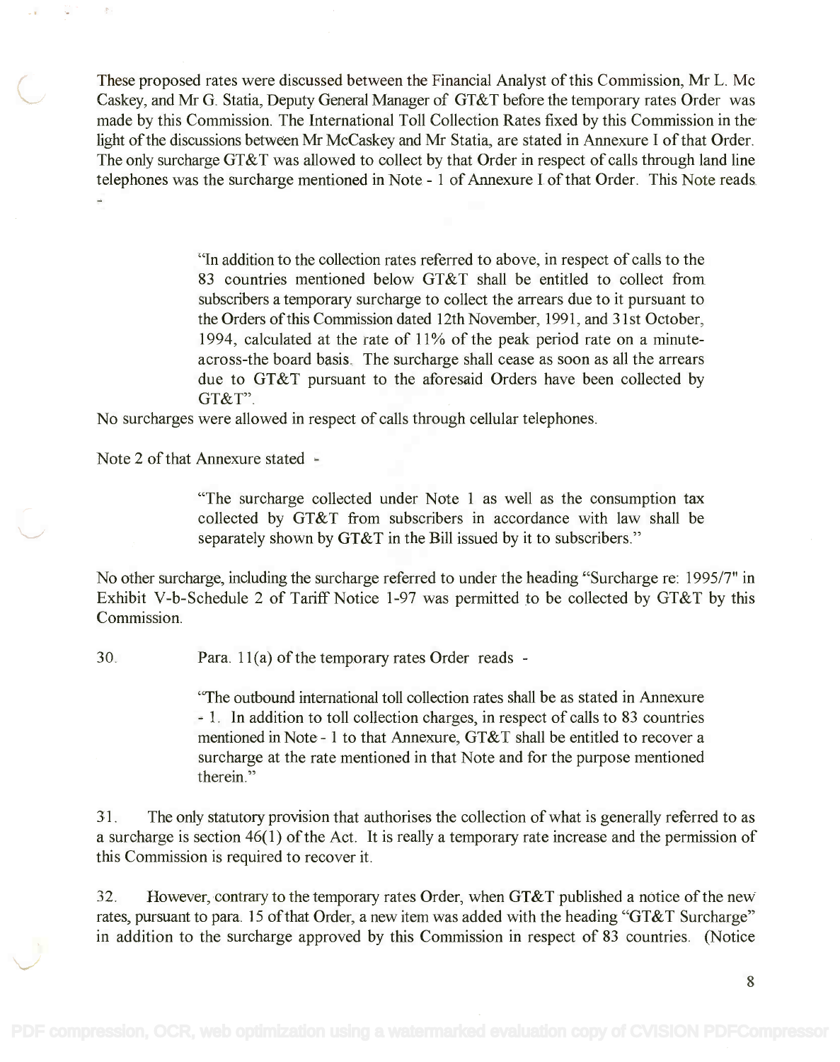These proposed rates were discussed between the Financial Analyst of this Commission, Mr L. Mc Caskey, and Mr G. Statia, Deputy General Manager of GT&T before the temporary rates Order was made by this Commission. The International Toll Collection Rates fixed by this Commission in the light of the discussions between Mr McCaskey and Mr Statia, are stated in Annexure I of that Order. The only surcharge GT&T was allowed to collect by that Order in respect of calls through land line telephones was the surcharge mentioned in Note - 1 of Annexure I of that Order. This Note reads -

> "In addition to the collection rates referred to above, in respect of calls to the 83 countries mentioned below GT&T shall be entitled to collect from subscribers a temporary surcharge to collect the arrears due to it pursuant to the Orders of this Commission dated 12th November, 1991, and 31st October, 1994, calculated at the rate of 11% of the peak period rate on a minute-across-the board basis. The surcharge shall cease as soon as all the arrears due to GT&T pursuant to the aforesaid Orders have been collected by GT&T".

No surcharges were allowed in respect of calls through cellular telephones.

Note 2 of that Annexure stated -

> "The surcharge collected under Note 1 as well as the consumption tax collected by GT&T from subscribers in accordance with law shall be separately shown by GT&T in the Bill issued by it to subscribers."

No other surcharge, including the surcharge referred to under the heading "Surcharge re: 1995/7" in Exhibit V-b-Schedule 2 of Tariff Notice 1-97 was permitted to be collected by GT&T by this Commission.

30. Para. 11(a) of the temporary rates Order reads -

> "The outbound international toll collection rates shall be as stated in Annexure - 1. In addition to toll collection charges, in respect of calls to 83 countries mentioned in Note - 1 to that Annexure, GT&T shall be entitled to recover a surcharge at the rate mentioned in that Note and for the purpose mentioned therein."

31. The only statutory provision that authorises the collection of what is generally referred to as a surcharge is section 46(1) of the Act. It is really a temporary rate increase and the permission of this Commission is required to recover it.

32. However, contrary to the temporary rates Order, when GT&T published a notice of the new rates, pursuant to para. 15 of that Order, a new item was added with the heading "GT&T Surcharge" in addition to the surcharge approved by this Commission in respect of 83 countries. (Notice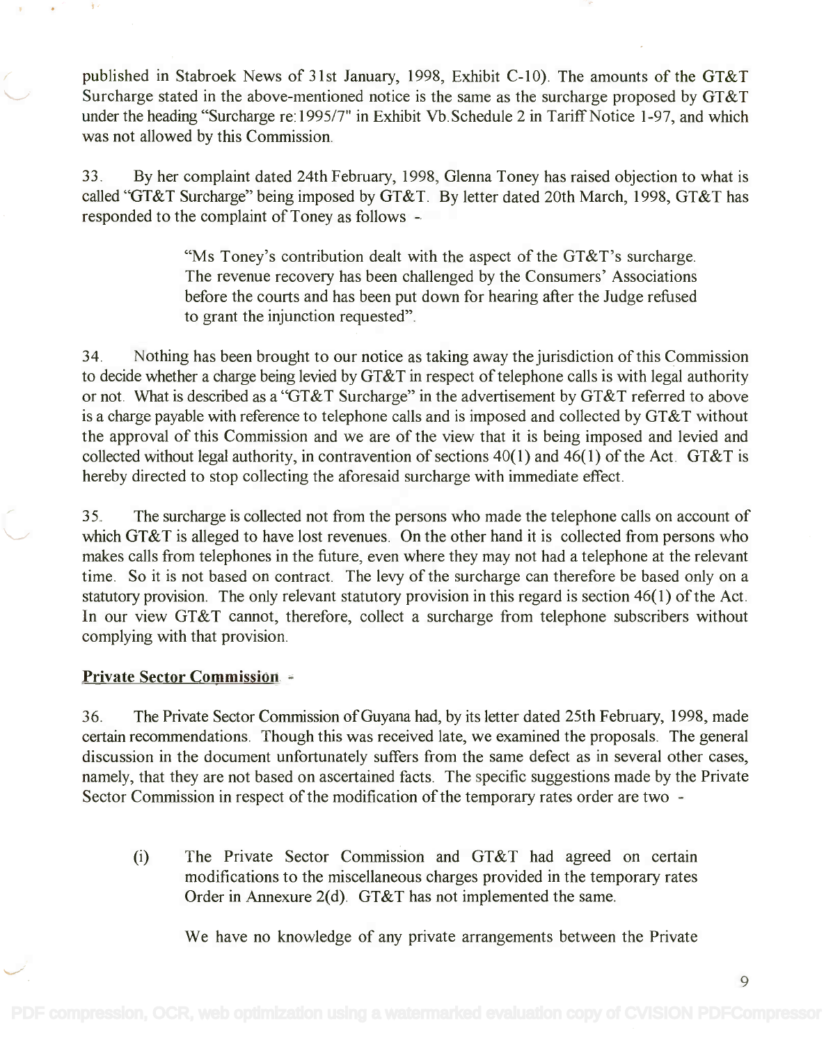published in Stabroek News of 31st January, 1998, Exhibit C-10). The amounts of the GT&T Surcharge stated in the above-mentioned notice is the same as the surcharge proposed by GT&T under the heading "Surcharge re:1995/7" in Exhibit Vb.Schedule 2 in Tariff Notice 1-97, and which was not allowed by this Commission.

33. By her complaint dated 24th February, 1998, Glenna Toney has raised objection to what is called "GT&T Surcharge" being imposed by GT&T. By letter dated 20th March, 1998, GT&T has responded to the complaint of Toney as follows -

> "Ms Toney's contribution dealt with the aspect of the GT&T's surcharge. The revenue recovery has been challenged by the Consumers' Associations before the courts and has been put down for hearing after the Judge refused to grant the injunction requested".

34. Nothing has been brought to our notice as taking away the jurisdiction of this Commission to decide whether a charge being levied by GT&T in respect of telephone calls is with legal authority or not. What is described as a "GT&T Surcharge" in the advertisement by GT&T referred to above is a charge payable with reference to telephone calls and is imposed and collected by GT&T without the approval of this Commission and we are of the view that it is being imposed and levied and collected without legal authority, in contravention of sections 40(1) and 46(1) of the Act. GT&T is hereby directed to stop collecting the aforesaid surcharge with immediate effect.

35. The surcharge is collected not from the persons who made the telephone calls on account of which GT&T is alleged to have lost revenues. On the other hand it is collected from persons who makes calls from telephones in the future, even where they may not had a telephone at the relevant time. So it is not based on contract. The levy of the surcharge can therefore be based only on a statutory provision. The only relevant statutory provision in this regard is section 46(1) of the Act. In our view GT&T cannot, therefore, collect a surcharge from telephone subscribers without complying with that provision.

**Private Sector Commission** -

36. The Private Sector Commission of Guyana had, by its letter dated 25th February, 1998, made certain recommendations. Though this was received late, we examined the proposals. The general discussion in the document unfortunately suffers from the same defect as in several other cases, namely, that they are not based on ascertained facts. The specific suggestions made by the Private Sector Commission in respect of the modification of the temporary rates order are two -

(i) The Private Sector Commission and GT&T had agreed on certain modifications to the miscellaneous charges provided in the temporary rates Order in Annexure 2(d). GT&T has not implemented the same.

We have no knowledge of any private arrangements between the Private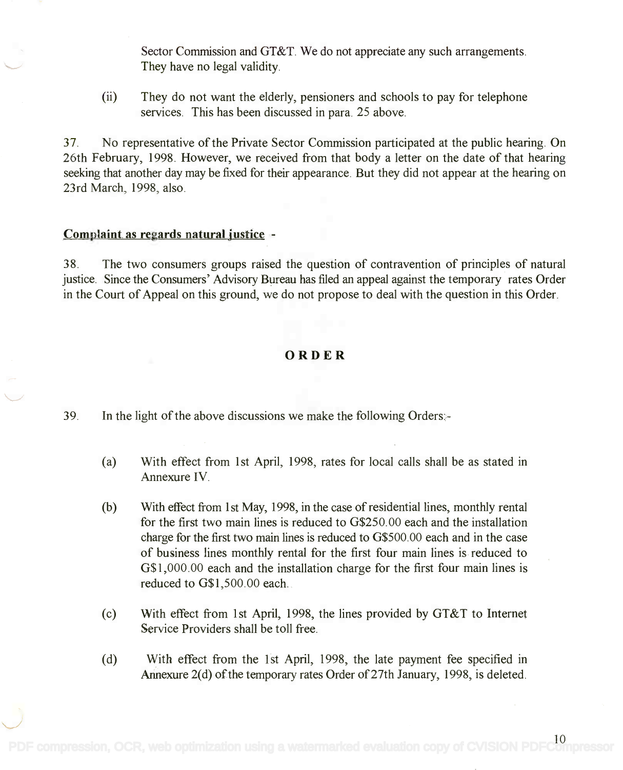Sector Commission and GT&T. We do not appreciate any such arrangements. They have no legal validity.

(ii) They do not want the elderly, pensioners and schools to pay for telephone services. This has been discussed in para. 25 above.

37. No representative of the Private Sector Commission participated at the public hearing. On 26th February, 1998. However, we received from that body a letter on the date of that hearing seeking that another day may be fixed for their appearance. But they did not appear at the hearing on 23rd March, 1998, also.

**Complaint as regards natural justice** -

38. The two consumers groups raised the question of contravention of principles of natural justice. Since the Consumers' Advisory Bureau has filed an appeal against the temporary rates Order in the Court of Appeal on this ground, we do not propose to deal with the question in this Order.

## ORDER

39. In the light of the above discussions we make the following Orders:-

(a) With effect from 1st April, 1998, rates for local calls shall be as stated in Annexure IV.

(b) With effect from 1st May, 1998, in the case of residential lines, monthly rental for the first two main lines is reduced to G$250.00 each and the installation charge for the first two main lines is reduced to G$500.00 each and in the case of business lines monthly rental for the first four main lines is reduced to G$1,000.00 each and the installation charge for the first four main lines is reduced to G$1,500.00 each.

(c) With effect from 1st April, 1998, the lines provided by GT&T to Internet Service Providers shall be toll free.

(d) With effect from the 1st April, 1998, the late payment fee specified in Annexure 2(d) of the temporary rates Order of 27th January, 1998, is deleted.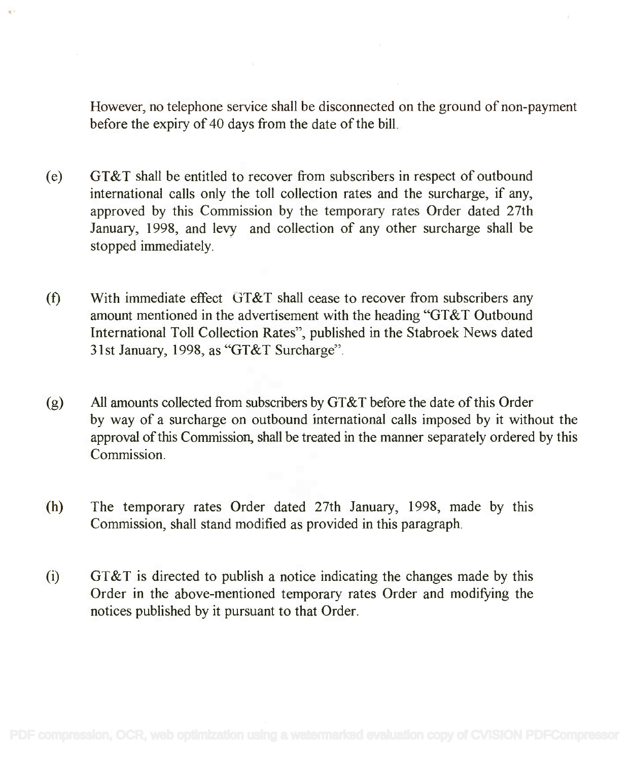However, no telephone service shall be disconnected on the ground of non-payment before the expiry of 40 days from the date of the bill.

(e) GT&T shall be entitled to recover from subscribers in respect of outbound international calls only the toll collection rates and the surcharge, if any, approved by this Commission by the temporary rates Order dated 27th January, 1998, and levy and collection of any other surcharge shall be stopped immediately.

(f) With immediate effect GT&T shall cease to recover from subscribers any amount mentioned in the advertisement with the heading "GT&T Outbound International Toll Collection Rates", published in the Stabroek News dated 31st January, 1998, as "GT&T Surcharge".

(g) All amounts collected from subscribers by GT&T before the date of this Order by way of a surcharge on outbound international calls imposed by it without the approval of this Commission, shall be treated in the manner separately ordered by this Commission.

(h) The temporary rates Order dated 27th January, 1998, made by this Commission, shall stand modified as provided in this paragraph.

(i) GT&T is directed to publish a notice indicating the changes made by this Order in the above-mentioned temporary rates Order and modifying the notices published by it pursuant to that Order.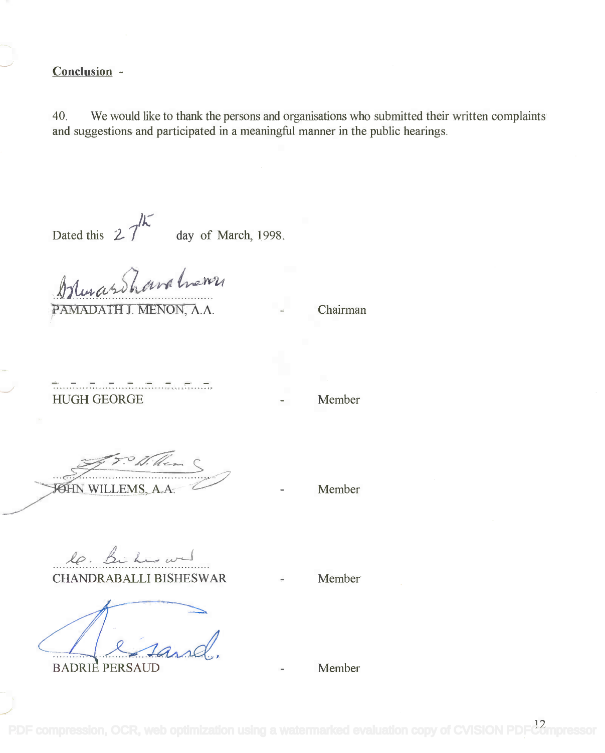**Conclusion** -

40. We would like to thank the persons and organisations who submitted their written complaints and suggestions and participated in a meaningful manner in the public hearings.

Dated this 27th day of March, 1998.

PAMADATH J. MENON, A.A. - Chairman

HUGH GEORGE - Member

JOHN WILLEMS, A.A. - Member

CHANDRABALLI BISHESWAR - Member

BADRIE PERSAUD - Member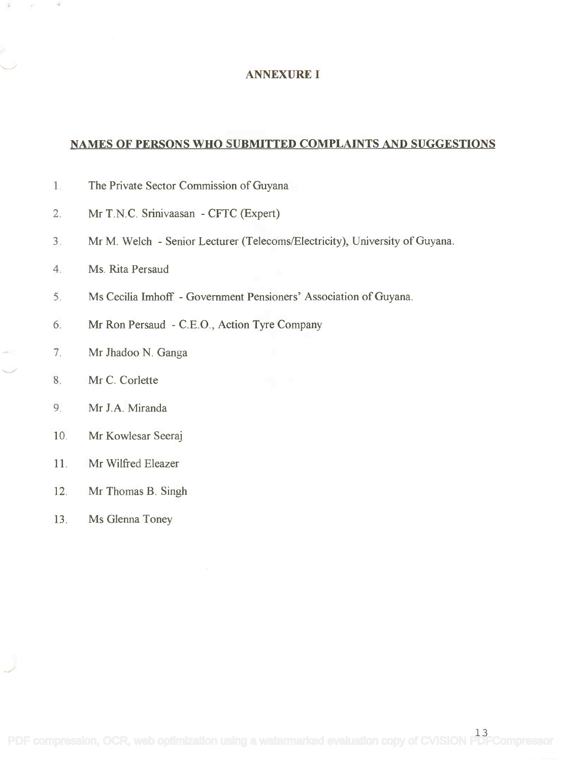# ANNEXURE I

## NAMES OF PERSONS WHO SUBMITTED COMPLAINTS AND SUGGESTIONS

1. The Private Sector Commission of Guyana
2. Mr T.N.C. Srinivaasan - CFTC (Expert)
3. Mr M. Welch - Senior Lecturer (Telecoms/Electricity), University of Guyana.
4. Ms. Rita Persaud
5. Ms Cecilia Imhoff - Government Pensioners' Association of Guyana.
6. Mr Ron Persaud - C.E.O., Action Tyre Company
7. Mr Jhadoo N. Ganga
8. Mr C. Corlette
9. Mr J.A. Miranda
10. Mr Kowlesar Seeraj
11. Mr Wilfred Eleazer
12. Mr Thomas B. Singh
13. Ms Glenna Toney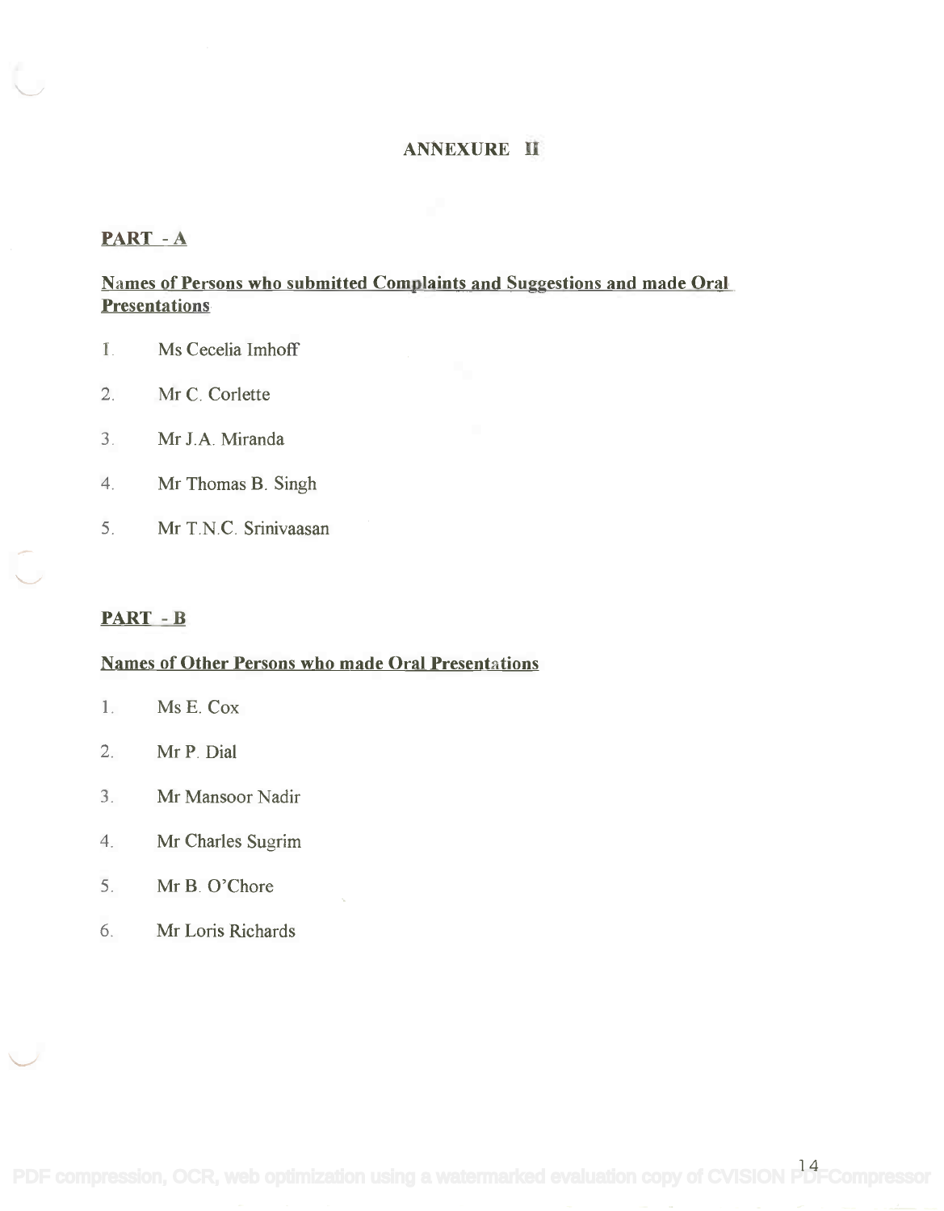# ANNEXURE II

## PART - A

**Names of Persons who submitted Complaints and Suggestions and made Oral Presentations**

1. Ms Cecelia Imhoff
2. Mr C. Corlette
3. Mr J.A. Miranda
4. Mr Thomas B. Singh
5. Mr T.N.C. Srinivaasan

## PART - B

**Names of Other Persons who made Oral Presentations**

1. Ms E. Cox
2. Mr P. Dial
3. Mr Mansoor Nadir
4. Mr Charles Sugrim
5. Mr B. O'Chore
6. Mr Loris Richards